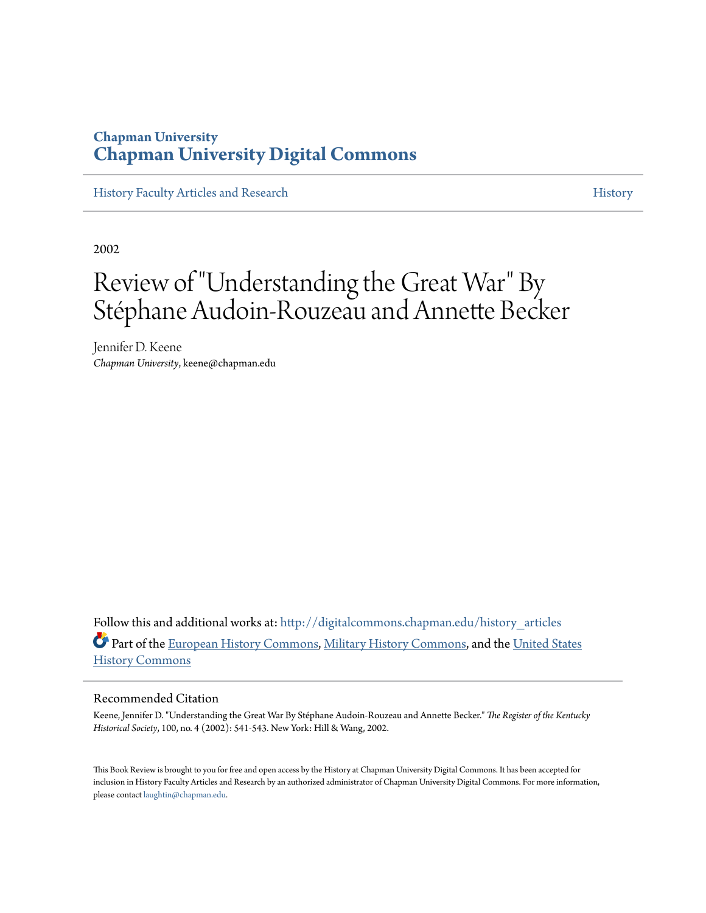**Chapman University**
**Chapman University Digital Commons**

History Faculty Articles and Research | History

2002

# Review of "Understanding the Great War" By Stéphane Audoin-Rouzeau and Annette Becker

Jennifer D. Keene
*Chapman University*, keene@chapman.edu

Follow this and additional works at: http://digitalcommons.chapman.edu/history_articles

Part of the European History Commons, Military History Commons, and the United States History Commons

## Recommended Citation

Keene, Jennifer D. "Understanding the Great War By Stéphane Audoin-Rouzeau and Annette Becker." *The Register of the Kentucky Historical Society*, 100, no. 4 (2002): 541-543. New York: Hill & Wang, 2002.

This Book Review is brought to you for free and open access by the History at Chapman University Digital Commons. It has been accepted for inclusion in History Faculty Articles and Research by an authorized administrator of Chapman University Digital Commons. For more information, please contact laughtin@chapman.edu.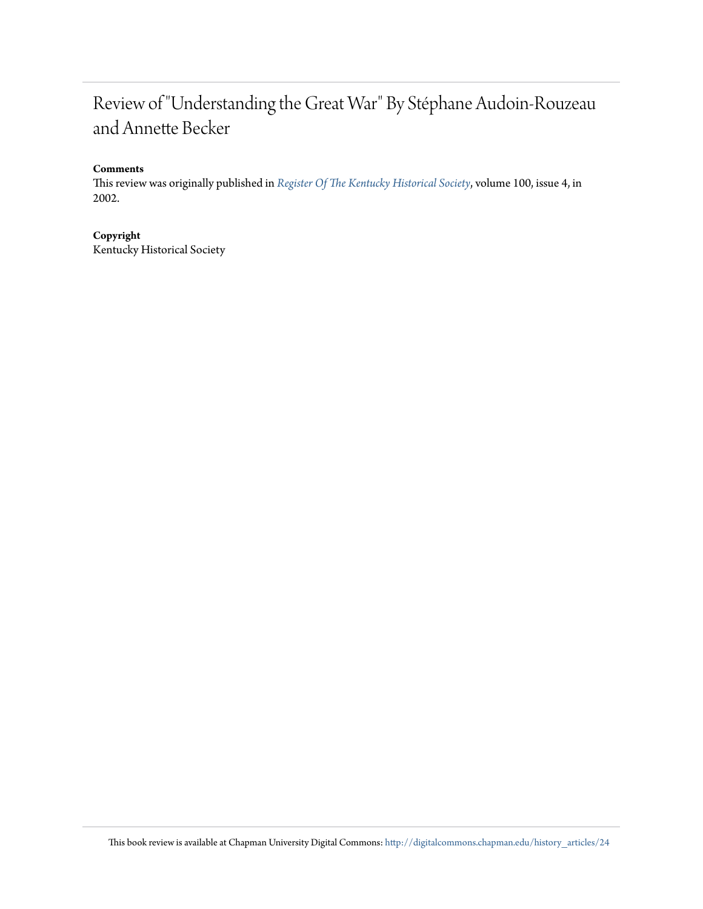# Review of "Understanding the Great War" By Stéphane Audoin-Rouzeau and Annette Becker

**Comments**

This review was originally published in *Register Of The Kentucky Historical Society*, volume 100, issue 4, in 2002.

**Copyright**

Kentucky Historical Society

This book review is available at Chapman University Digital Commons: http://digitalcommons.chapman.edu/history_articles/24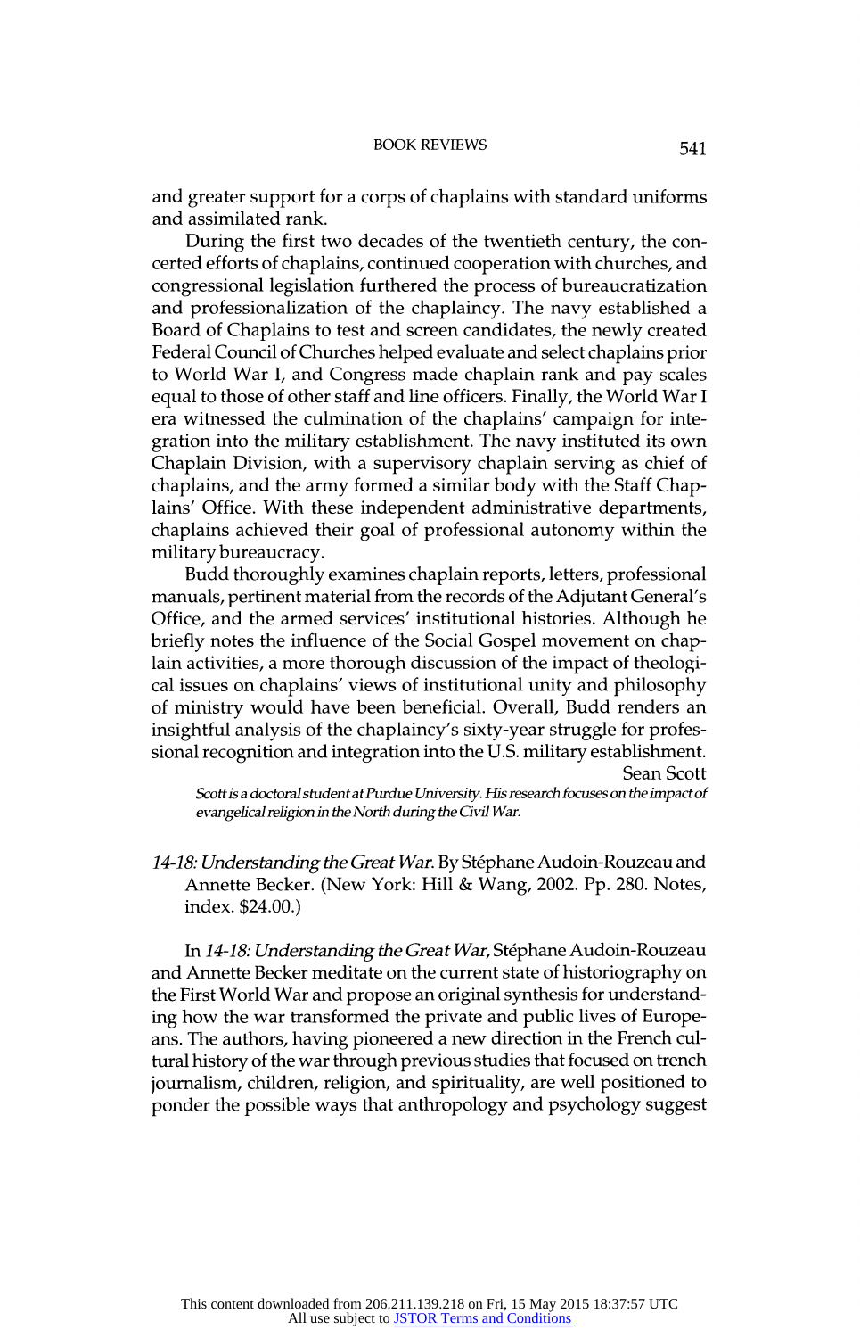and greater support for a corps of chaplains with standard uniforms and assimilated rank.

During the first two decades of the twentieth century, the concerted efforts of chaplains, continued cooperation with churches, and congressional legislation furthered the process of bureaucratization and professionalization of the chaplaincy. The navy established a Board of Chaplains to test and screen candidates, the newly created Federal Council of Churches helped evaluate and select chaplains prior to World War I, and Congress made chaplain rank and pay scales equal to those of other staff and line officers. Finally, the World War I era witnessed the culmination of the chaplains' campaign for integration into the military establishment. The navy instituted its own Chaplain Division, with a supervisory chaplain serving as chief of chaplains, and the army formed a similar body with the Staff Chaplains' Office. With these independent administrative departments, chaplains achieved their goal of professional autonomy within the military bureaucracy.

Budd thoroughly examines chaplain reports, letters, professional manuals, pertinent material from the records of the Adjutant General's Office, and the armed services' institutional histories. Although he briefly notes the influence of the Social Gospel movement on chaplain activities, a more thorough discussion of the impact of theological issues on chaplains' views of institutional unity and philosophy of ministry would have been beneficial. Overall, Budd renders an insightful analysis of the chaplaincy's sixty-year struggle for professional recognition and integration into the U.S. military establishment.

Sean Scott

*Scott is a doctoral student at Purdue University. His research focuses on the impact of evangelical religion in the North during the Civil War.*

*14-18: Understanding the Great War.* By Stéphane Audoin-Rouzeau and Annette Becker. (New York: Hill & Wang, 2002. Pp. 280. Notes, index. $24.00.)

In *14-18: Understanding the Great War*, Stéphane Audoin-Rouzeau and Annette Becker meditate on the current state of historiography on the First World War and propose an original synthesis for understanding how the war transformed the private and public lives of Europeans. The authors, having pioneered a new direction in the French cultural history of the war through previous studies that focused on trench journalism, children, religion, and spirituality, are well positioned to ponder the possible ways that anthropology and psychology suggest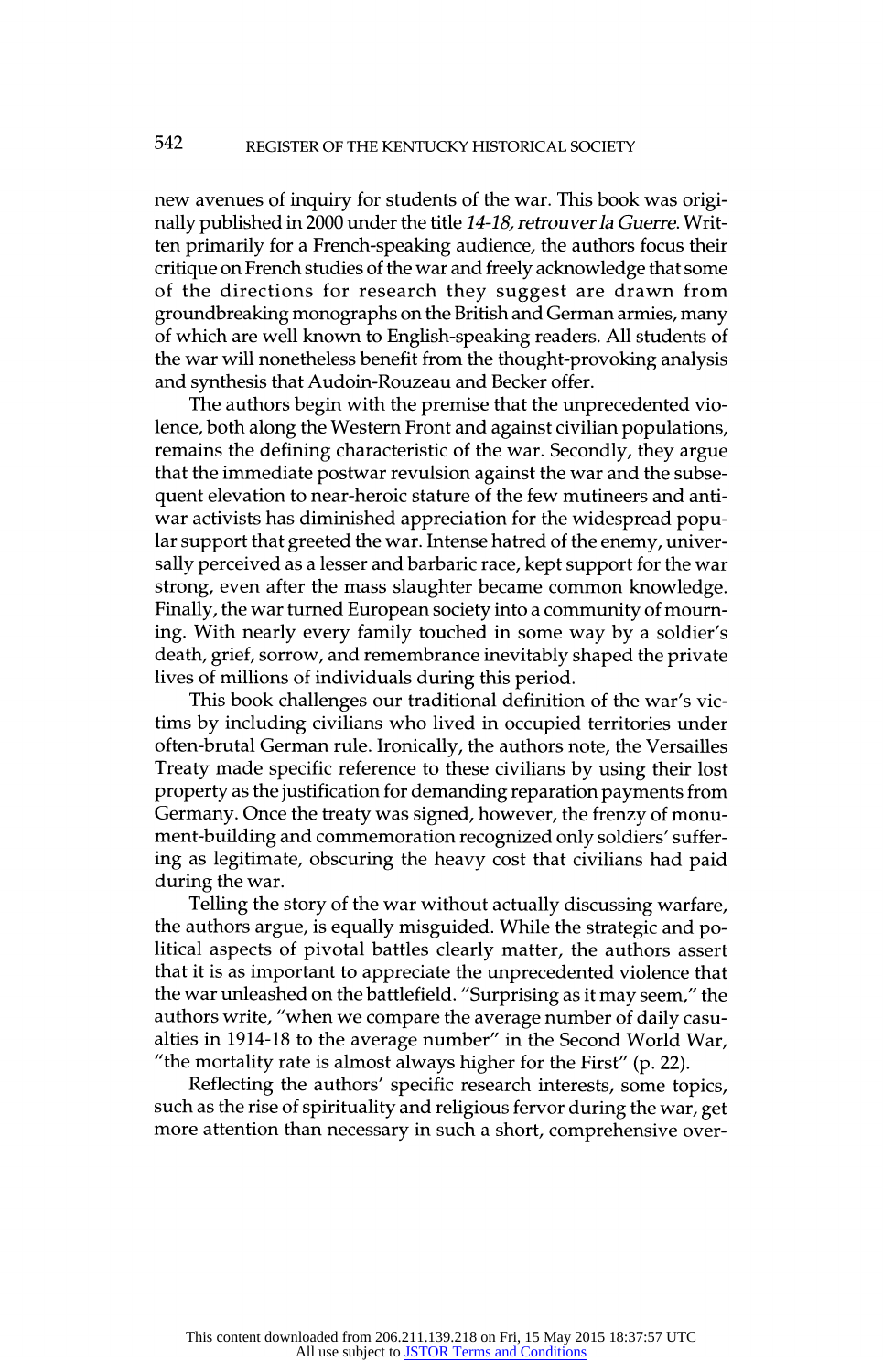new avenues of inquiry for students of the war. This book was originally published in 2000 under the title *14-18, retrouver la Guerre*. Written primarily for a French-speaking audience, the authors focus their critique on French studies of the war and freely acknowledge that some of the directions for research they suggest are drawn from groundbreaking monographs on the British and German armies, many of which are well known to English-speaking readers. All students of the war will nonetheless benefit from the thought-provoking analysis and synthesis that Audoin-Rouzeau and Becker offer.

The authors begin with the premise that the unprecedented violence, both along the Western Front and against civilian populations, remains the defining characteristic of the war. Secondly, they argue that the immediate postwar revulsion against the war and the subsequent elevation to near-heroic stature of the few mutineers and antiwar activists has diminished appreciation for the widespread popular support that greeted the war. Intense hatred of the enemy, universally perceived as a lesser and barbaric race, kept support for the war strong, even after the mass slaughter became common knowledge. Finally, the war turned European society into a community of mourning. With nearly every family touched in some way by a soldier's death, grief, sorrow, and remembrance inevitably shaped the private lives of millions of individuals during this period.

This book challenges our traditional definition of the war's victims by including civilians who lived in occupied territories under often-brutal German rule. Ironically, the authors note, the Versailles Treaty made specific reference to these civilians by using their lost property as the justification for demanding reparation payments from Germany. Once the treaty was signed, however, the frenzy of monument-building and commemoration recognized only soldiers' suffering as legitimate, obscuring the heavy cost that civilians had paid during the war.

Telling the story of the war without actually discussing warfare, the authors argue, is equally misguided. While the strategic and political aspects of pivotal battles clearly matter, the authors assert that it is as important to appreciate the unprecedented violence that the war unleashed on the battlefield. "Surprising as it may seem," the authors write, "when we compare the average number of daily casualties in 1914-18 to the average number" in the Second World War, "the mortality rate is almost always higher for the First" (p. 22).

Reflecting the authors' specific research interests, some topics, such as the rise of spirituality and religious fervor during the war, get more attention than necessary in such a short, comprehensive over-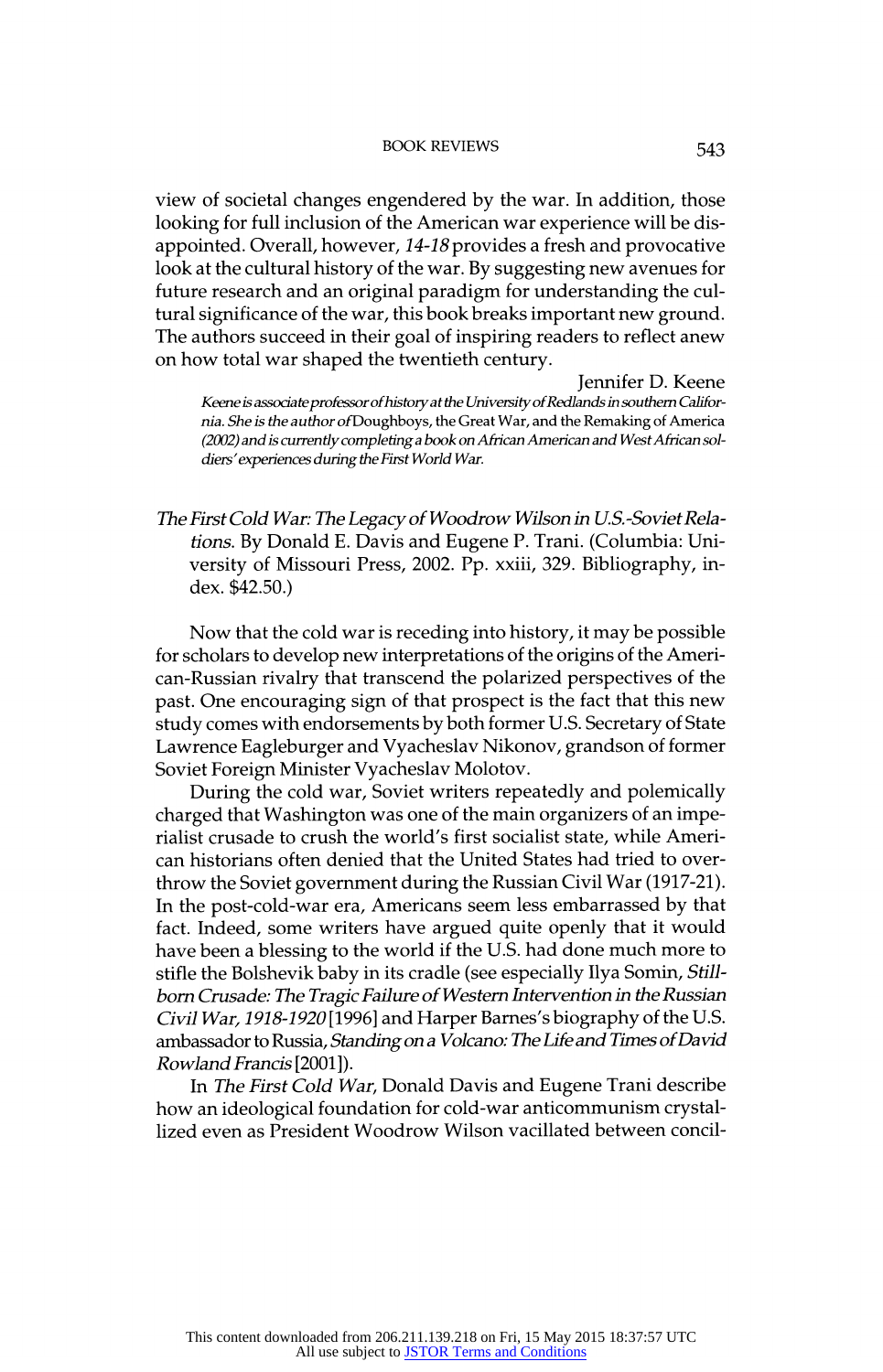view of societal changes engendered by the war. In addition, those looking for full inclusion of the American war experience will be disappointed. Overall, however, *14-18* provides a fresh and provocative look at the cultural history of the war. By suggesting new avenues for future research and an original paradigm for understanding the cultural significance of the war, this book breaks important new ground. The authors succeed in their goal of inspiring readers to reflect anew on how total war shaped the twentieth century.

Jennifer D. Keene

*Keene is associate professor of history at the University of Redlands in southern California. She is the author of* Doughboys, the Great War, and the Remaking of America *(2002) and is currently completing a book on African American and West African soldiers' experiences during the First World War.*

*The First Cold War: The Legacy of Woodrow Wilson in U.S.-Soviet Relations.* By Donald E. Davis and Eugene P. Trani. (Columbia: University of Missouri Press, 2002. Pp. xxiii, 329. Bibliography, index. $42.50.)

Now that the cold war is receding into history, it may be possible for scholars to develop new interpretations of the origins of the American-Russian rivalry that transcend the polarized perspectives of the past. One encouraging sign of that prospect is the fact that this new study comes with endorsements by both former U.S. Secretary of State Lawrence Eagleburger and Vyacheslav Nikonov, grandson of former Soviet Foreign Minister Vyacheslav Molotov.

During the cold war, Soviet writers repeatedly and polemically charged that Washington was one of the main organizers of an imperialist crusade to crush the world's first socialist state, while American historians often denied that the United States had tried to overthrow the Soviet government during the Russian Civil War (1917-21). In the post-cold-war era, Americans seem less embarrassed by that fact. Indeed, some writers have argued quite openly that it would have been a blessing to the world if the U.S. had done much more to stifle the Bolshevik baby in its cradle (see especially Ilya Somin, *Stillborn Crusade: The Tragic Failure of Western Intervention in the Russian Civil War, 1918-1920* [1996] and Harper Barnes's biography of the U.S. ambassador to Russia, *Standing on a Volcano: The Life and Times of David Rowland Francis* [2001]).

In *The First Cold War*, Donald Davis and Eugene Trani describe how an ideological foundation for cold-war anticommunism crystallized even as President Woodrow Wilson vacillated between concil-